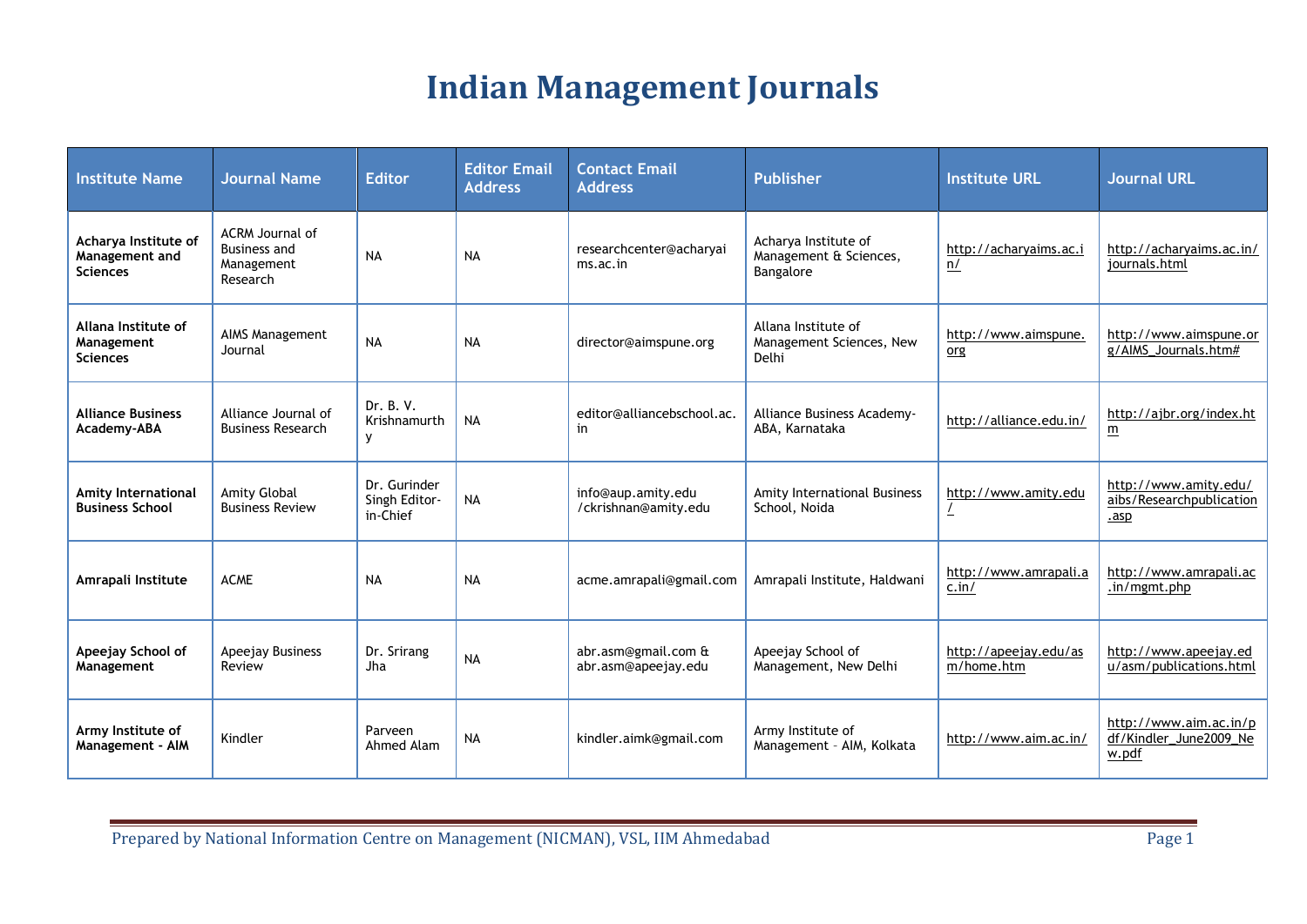# Indian Management Journals

| Institute Name | Journal Name | Editor | Editor Email Address | Contact Email Address | Publisher | Institute URL | Journal URL |
|---|---|---|---|---|---|---|---|
| **Acharya Institute of Management and Sciences** | ACRM Journal of Business and Management Research | NA | NA | researchcenter@acharyaims.ac.in | Acharya Institute of Management & Sciences, Bangalore | http://acharyaims.ac.in/ | http://acharyaims.ac.in/journals.html |
| **Allana Institute of Management Sciences** | AIMS Management Journal | NA | NA | director@aimspune.org | Allana Institute of Management Sciences, New Delhi | http://www.aimspune.org | http://www.aimspune.org/AIMS_Journals.htm# |
| **Alliance Business Academy-ABA** | Alliance Journal of Business Research | Dr. B. V. Krishnamurthy | NA | editor@alliancebschool.ac.in | Alliance Business Academy-ABA, Karnataka | http://alliance.edu.in/ | http://ajbr.org/index.htm |
| **Amity International Business School** | Amity Global Business Review | Dr. Gurinder Singh Editor-in-Chief | NA | info@aup.amity.edu /ckrishnan@amity.edu | Amity International Business School, Noida | http://www.amity.edu/ | http://www.amity.edu/aibs/Researchpublication.asp |
| **Amrapali Institute** | ACME | NA | NA | acme.amrapali@gmail.com | Amrapali Institute, Haldwani | http://www.amrapali.ac.in/ | http://www.amrapali.ac.in/mgmt.php |
| **Apeejay School of Management** | Apeejay Business Review | Dr. Srirang Jha | NA | abr.asm@gmail.com & abr.asm@apeejay.edu | Apeejay School of Management, New Delhi | http://apeejay.edu/asm/home.htm | http://www.apeejay.edu/asm/publications.html |
| **Army Institute of Management - AIM** | Kindler | Parveen Ahmed Alam | NA | kindler.aimk@gmail.com | Army Institute of Management – AIM, Kolkata | http://www.aim.ac.in/ | http://www.aim.ac.in/pdf/Kindler_June2009_New.pdf |

Prepared by National Information Centre on Management (NICMAN), VSL, IIM Ahmedabad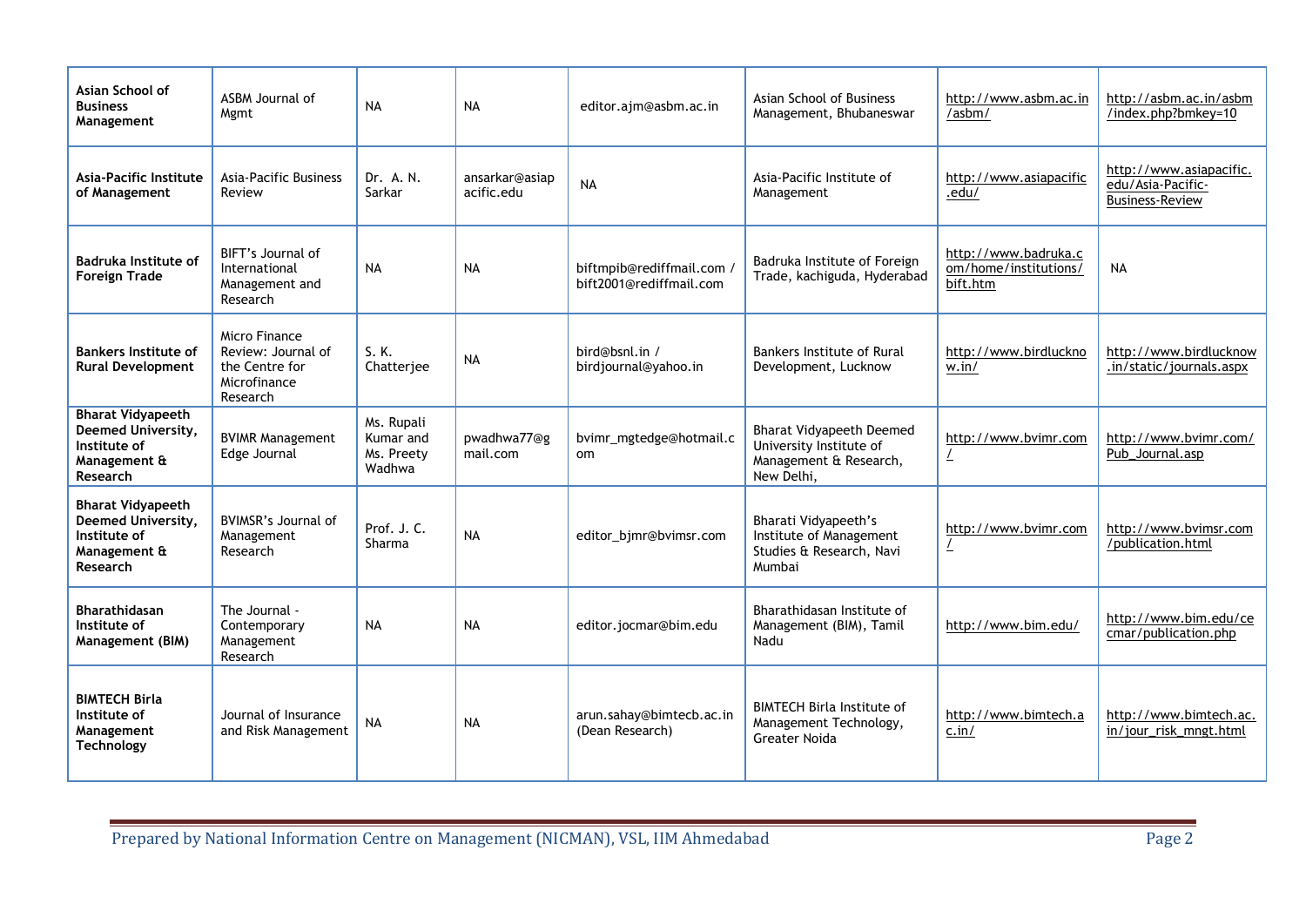| | | | | | | | |
|---|---|---|---|---|---|---|---|
| **Asian School of Business Management** | ASBM Journal of Mgmt | NA | NA | editor.ajm@asbm.ac.in | Asian School of Business Management, Bhubaneswar | http://www.asbm.ac.in/asbm/ | http://asbm.ac.in/asbm/index.php?bmkey=10 |
| **Asia-Pacific Institute of Management** | Asia-Pacific Business Review | Dr. A. N. Sarkar | ansarkar@asiapacific.edu | NA | Asia-Pacific Institute of Management | http://www.asiapacific.edu/ | http://www.asiapacific.edu/Asia-Pacific-Business-Review |
| **Badruka Institute of Foreign Trade** | BIFT's Journal of International Management and Research | NA | NA | biftmpib@rediffmail.com / bift2001@rediffmail.com | Badruka Institute of Foreign Trade, kachiguda, Hyderabad | http://www.badruka.com/home/institutions/bift.htm | NA |
| **Bankers Institute of Rural Development** | Micro Finance Review: Journal of the Centre for Microfinance Research | S. K. Chatterjee | NA | bird@bsnl.in / birdjournal@yahoo.in | Bankers Institute of Rural Development, Lucknow | http://www.birdlucknow.in/ | http://www.birdlucknow.in/static/journals.aspx |
| **Bharat Vidyapeeth Deemed University, Institute of Management & Research** | BVIMR Management Edge Journal | Ms. Rupali Kumar and Ms. Preety Wadhwa | pwadhwa77@gmail.com | bvimr_mgtedge@hotmail.com | Bharat Vidyapeeth Deemed University Institute of Management & Research, New Delhi, | http://www.bvimr.com/ | http://www.bvimr.com/Pub_Journal.asp |
| **Bharat Vidyapeeth Deemed University, Institute of Management & Research** | BVIMSR's Journal of Management Research | Prof. J. C. Sharma | NA | editor_bjmr@bvimsr.com | Bharati Vidyapeeth's Institute of Management Studies & Research, Navi Mumbai | http://www.bvimr.com/ | http://www.bvimsr.com/publication.html |
| **Bharathidasan Institute of Management (BIM)** | The Journal - Contemporary Management Research | NA | NA | editor.jocmar@bim.edu | Bharathidasan Institute of Management (BIM), Tamil Nadu | http://www.bim.edu/ | http://www.bim.edu/cecmar/publication.php |
| **BIMTECH Birla Institute of Management Technology** | Journal of Insurance and Risk Management | NA | NA | arun.sahay@bimtecb.ac.in (Dean Research) | BIMTECH Birla Institute of Management Technology, Greater Noida | http://www.bimtech.ac.in/ | http://www.bimtech.ac.in/jour_risk_mngt.html |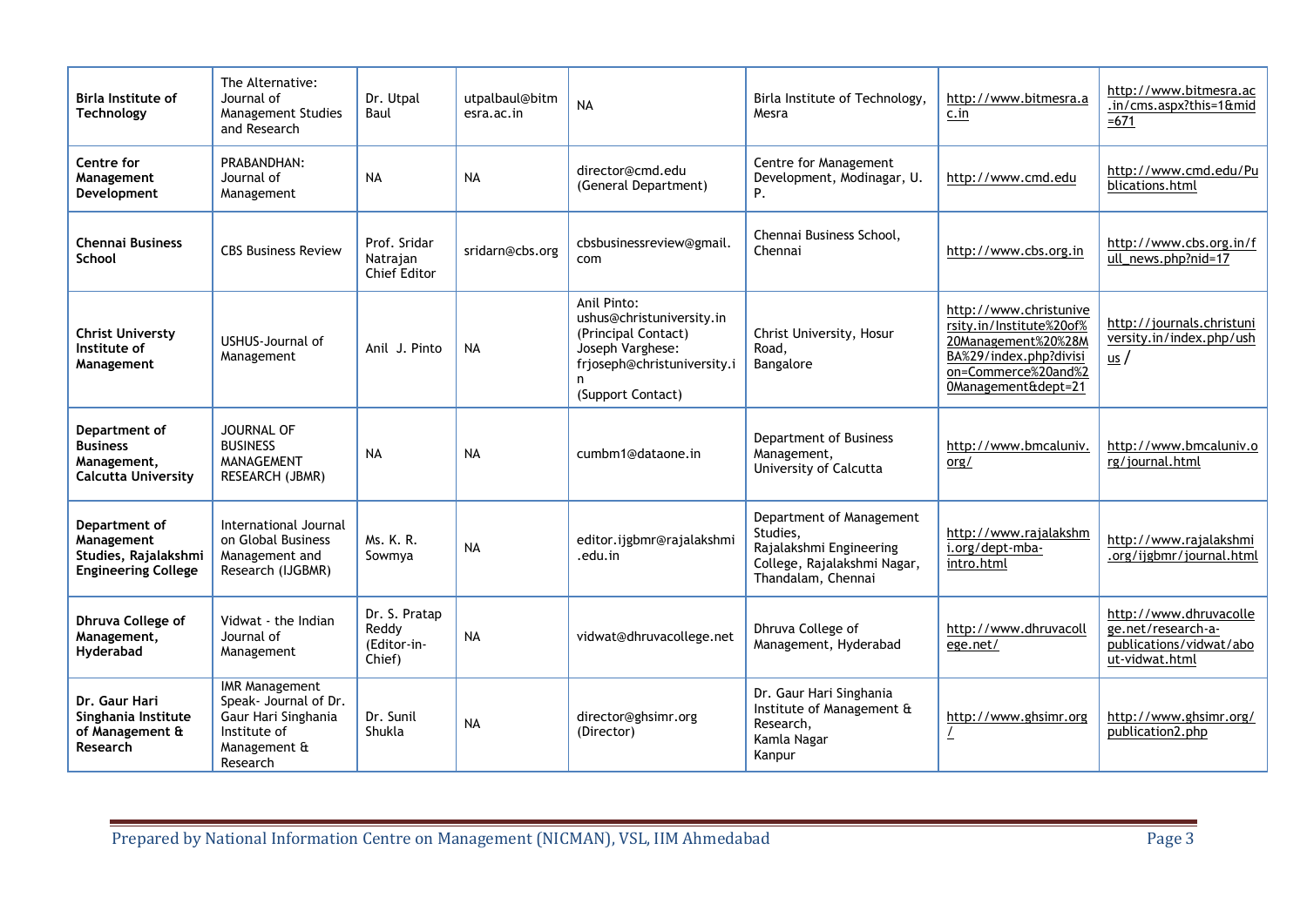| | | | | | | | |
|---|---|---|---|---|---|---|---|
| **Birla Institute of Technology** | The Alternative: Journal of Management Studies and Research | Dr. Utpal Baul | utpalbaul@bitmesra.ac.in | NA | Birla Institute of Technology, Mesra | http://www.bitmesra.ac.in | http://www.bitmesra.ac.in/cms.aspx?this=1&mid=671 |
| **Centre for Management Development** | PRABANDHAN: Journal of Management | NA | NA | director@cmd.edu (General Department) | Centre for Management Development, Modinagar, U. P. | http://www.cmd.edu | http://www.cmd.edu/Publications.html |
| **Chennai Business School** | CBS Business Review | Prof. Sridar Natrajan Chief Editor | sridarn@cbs.org | cbsbusinessreview@gmail.com | Chennai Business School, Chennai | http://www.cbs.org.in | http://www.cbs.org.in/full_news.php?nid=17 |
| **Christ Universty Institute of Management** | USHUS-Journal of Management | Anil J. Pinto | NA | Anil Pinto: ushus@christuniversity.in (Principal Contact) Joseph Varghese: frjoseph@christuniversity.in (Support Contact) | Christ University, Hosur Road, Bangalore | http://www.christuniversity.in/Institute%20of%20Management%20%28MBA%29/index.php?division=Commerce%20and%20Management&dept=21 | http://journals.christuniversity.in/index.php/ushus/ |
| **Department of Business Management, Calcutta University** | JOURNAL OF BUSINESS MANAGEMENT RESEARCH (JBMR) | NA | NA | cumbm1@dataone.in | Department of Business Management, University of Calcutta | http://www.bmcaluniv.org/ | http://www.bmcaluniv.org/journal.html |
| **Department of Management Studies, Rajalakshmi Engineering College** | International Journal on Global Business Management and Research (IJGBMR) | Ms. K. R. Sowmya | NA | editor.ijgbmr@rajalakshmi.edu.in | Department of Management Studies, Rajalakshmi Engineering College, Rajalakshmi Nagar, Thandalam, Chennai | http://www.rajalakshmi.org/dept-mba-intro.html | http://www.rajalakshmi.org/ijgbmr/journal.html |
| **Dhruva College of Management, Hyderabad** | Vidwat - the Indian Journal of Management | Dr. S. Pratap Reddy (Editor-in-Chief) | NA | vidwat@dhruvacollege.net | Dhruva College of Management, Hyderabad | http://www.dhruvacollege.net/ | http://www.dhruvacollege.net/research-a-publications/vidwat/about-vidwat.html |
| **Dr. Gaur Hari Singhania Institute of Management & Research** | IMR Management Speak- Journal of Dr. Gaur Hari Singhania Institute of Management & Research | Dr. Sunil Shukla | NA | director@ghsimr.org (Director) | Dr. Gaur Hari Singhania Institute of Management & Research, Kamla Nagar Kanpur | http://www.ghsimr.org/ | http://www.ghsimr.org/publication2.php |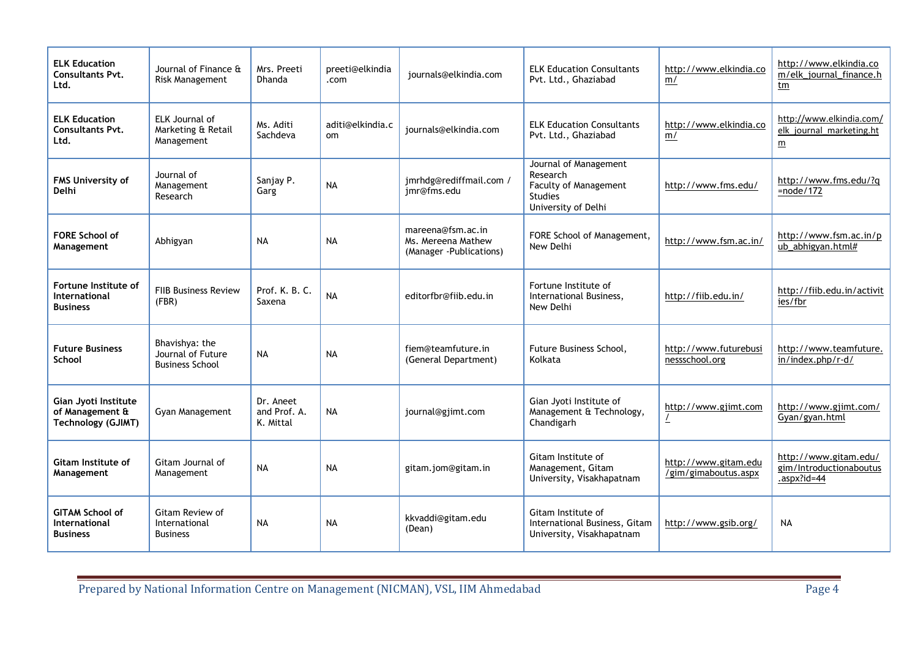| | | | | | | | |
|---|---|---|---|---|---|---|---|
| **ELK Education Consultants Pvt. Ltd.** | Journal of Finance & Risk Management | Mrs. Preeti Dhanda | preeti@elkindia.com | journals@elkindia.com | ELK Education Consultants Pvt. Ltd., Ghaziabad | http://www.elkindia.com/ | http://www.elkindia.com/elk_journal_finance.htm |
| **ELK Education Consultants Pvt. Ltd.** | ELK Journal of Marketing & Retail Management | Ms. Aditi Sachdeva | aditi@elkindia.com | journals@elkindia.com | ELK Education Consultants Pvt. Ltd., Ghaziabad | http://www.elkindia.com/ | http://www.elkindia.com/elk_journal_marketing.htm |
| **FMS University of Delhi** | Journal of Management Research | Sanjay P. Garg | NA | jmrhdg@rediffmail.com / jmr@fms.edu | Journal of Management Research Faculty of Management Studies University of Delhi | http://www.fms.edu/ | http://www.fms.edu/?q=node/172 |
| **FORE School of Management** | Abhigyan | NA | NA | mareena@fsm.ac.in Ms. Mereena Mathew (Manager -Publications) | FORE School of Management, New Delhi | http://www.fsm.ac.in/ | http://www.fsm.ac.in/pub_abhigyan.html# |
| **Fortune Institute of International Business** | FIIB Business Review (FBR) | Prof. K. B. C. Saxena | NA | editorfbr@fiib.edu.in | Fortune Institute of International Business, New Delhi | http://fiib.edu.in/ | http://fiib.edu.in/activities/fbr |
| **Future Business School** | Bhavishya: the Journal of Future Business School | NA | NA | fiem@teamfuture.in (General Department) | Future Business School, Kolkata | http://www.futurebusinessschool.org | http://www.teamfuture.in/index.php/r-d/ |
| **Gian Jyoti Institute of Management & Technology (GJIMT)** | Gyan Management | Dr. Aneet and Prof. A. K. Mittal | NA | journal@gjimt.com | Gian Jyoti Institute of Management & Technology, Chandigarh | http://www.gjimt.com/ | http://www.gjimt.com/Gyan/gyan.html |
| **Gitam Institute of Management** | Gitam Journal of Management | NA | NA | gitam.jom@gitam.in | Gitam Institute of Management, Gitam University, Visakhapatnam | http://www.gitam.edu/gim/gimaboutus.aspx | http://www.gitam.edu/gim/Introductionaboutus.aspx?id=44 |
| **GITAM School of International Business** | Gitam Review of International Business | NA | NA | kkvaddi@gitam.edu (Dean) | Gitam Institute of International Business, Gitam University, Visakhapatnam | http://www.gsib.org/ | NA |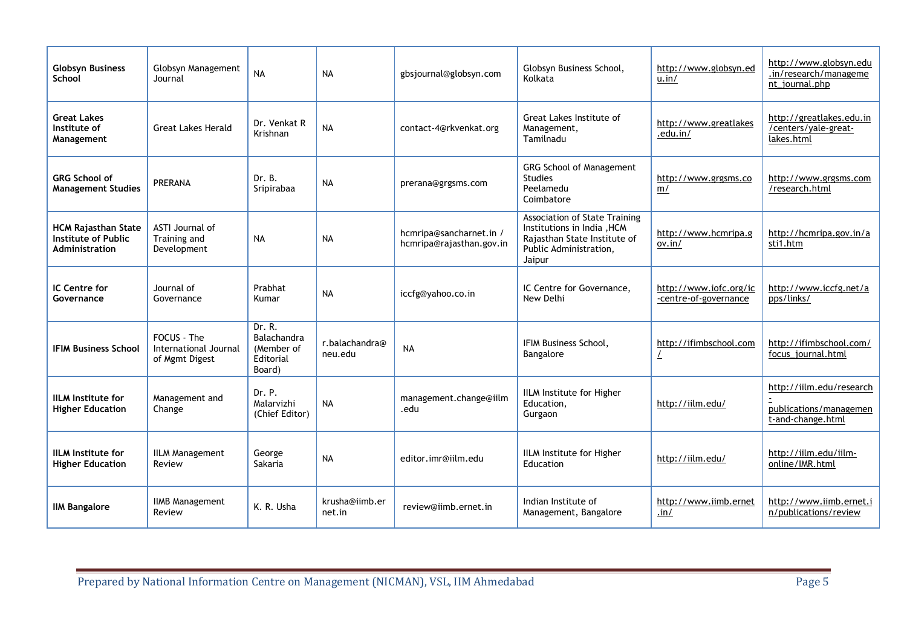| **Globsyn Business School** | Globsyn Management Journal | NA | NA | gbsjournal@globsyn.com | Globsyn Business School, Kolkata | http://www.globsyn.edu.in/ | http://www.globsyn.edu.in/research/management_journal.php |
|---|---|---|---|---|---|---|---|
| **Great Lakes Institute of Management** | Great Lakes Herald | Dr. Venkat R Krishnan | NA | contact-4@rkvenkat.org | Great Lakes Institute of Management, Tamilnadu | http://www.greatlakes.edu.in/ | http://greatlakes.edu.in/centers/yale-great-lakes.html |
| **GRG School of Management Studies** | PRERANA | Dr. B. Sripirabaa | NA | prerana@grgsms.com | GRG School of Management Studies Peelamedu Coimbatore | http://www.grgsms.com/ | http://www.grgsms.com/research.html |
| **HCM Rajasthan State Institute of Public Administration** | ASTI Journal of Training and Development | NA | NA | hcmripa@sancharnet.in / hcmripa@rajasthan.gov.in | Association of State Training Institutions in India ,HCM Rajasthan State Institute of Public Administration, Jaipur | http://www.hcmripa.gov.in/ | http://hcmripa.gov.in/asti1.htm |
| **IC Centre for Governance** | Journal of Governance | Prabhat Kumar | NA | iccfg@yahoo.co.in | IC Centre for Governance, New Delhi | http://www.iofc.org/ic-centre-of-governance | http://www.iccfg.net/apps/links/ |
| **IFIM Business School** | FOCUS - The International Journal of Mgmt Digest | Dr. R. Balachandra (Member of Editorial Board) | r.balachandra@neu.edu | NA | IFIM Business School, Bangalore | http://ifimbschool.com/ | http://ifimbschool.com/focus_journal.html |
| **IILM Institute for Higher Education** | Management and Change | Dr. P. Malarvizhi (Chief Editor) | NA | management.change@iilm.edu | IILM Institute for Higher Education, Gurgaon | http://iilm.edu/ | http://iilm.edu/research-publications/management-and-change.html |
| **IILM Institute for Higher Education** | IILM Management Review | George Sakaria | NA | editor.imr@iilm.edu | IILM Institute for Higher Education | http://iilm.edu/ | http://iilm.edu/iilm-online/IMR.html |
| **IIM Bangalore** | IIMB Management Review | K. R. Usha | krusha@iimb.ernet.in | review@iimb.ernet.in | Indian Institute of Management, Bangalore | http://www.iimb.ernet.in/ | http://www.iimb.ernet.in/publications/review |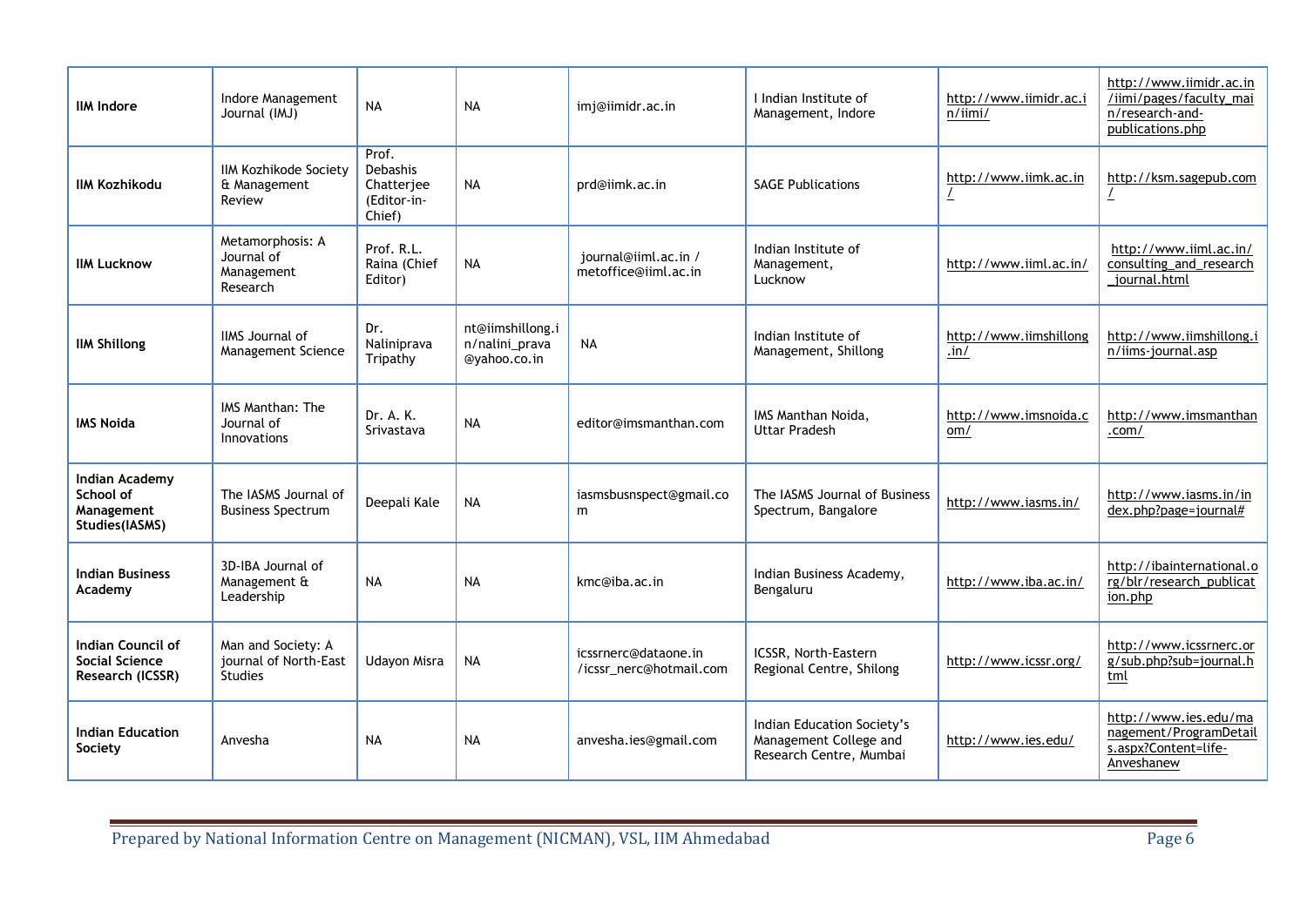| | | | | | | | |
|---|---|---|---|---|---|---|---|
| **IIM Indore** | Indore Management Journal (IMJ) | NA | NA | imj@iimidr.ac.in | I Indian Institute of Management, Indore | http://www.iimidr.ac.in/iimi/ | http://www.iimidr.ac.in/iimi/pages/faculty_main/research-and-publications.php |
| **IIM Kozhikodu** | IIM Kozhikode Society & Management Review | Prof. Debashis Chatterjee (Editor-in-Chief) | NA | prd@iimk.ac.in | SAGE Publications | http://www.iimk.ac.in/ | http://ksm.sagepub.com/ |
| **IIM Lucknow** | Metamorphosis: A Journal of Management Research | Prof. R.L. Raina (Chief Editor) | NA | journal@iiml.ac.in / metoffice@iiml.ac.in | Indian Institute of Management, Lucknow | http://www.iiml.ac.in/ | http://www.iiml.ac.in/consulting_and_research_journal.html |
| **IIM Shillong** | IIMS Journal of Management Science | Dr. Naliniprava Tripathy | nt@iimshillong.in/nalini_prava@yahoo.co.in | NA | Indian Institute of Management, Shillong | http://www.iimshillong.in/ | http://www.iimshillong.in/iims-journal.asp |
| **IMS Noida** | IMS Manthan: The Journal of Innovations | Dr. A. K. Srivastava | NA | editor@imsmanthan.com | IMS Manthan Noida, Uttar Pradesh | http://www.imsnoida.com/ | http://www.imsmanthan.com/ |
| **Indian Academy School of Management Studies(IASMS)** | The IASMS Journal of Business Spectrum | Deepali Kale | NA | iasmsbusnspect@gmail.com | The IASMS Journal of Business Spectrum, Bangalore | http://www.iasms.in/ | http://www.iasms.in/index.php?page=journal# |
| **Indian Business Academy** | 3D-IBA Journal of Management & Leadership | NA | NA | kmc@iba.ac.in | Indian Business Academy, Bengaluru | http://www.iba.ac.in/ | http://ibainternational.org/blr/research_publication.php |
| **Indian Council of Social Science Research (ICSSR)** | Man and Society: A journal of North-East Studies | Udayon Misra | NA | icssrnerc@dataone.in /icssr_nerc@hotmail.com | ICSSR, North-Eastern Regional Centre, Shilong | http://www.icssr.org/ | http://www.icssrnerc.org/sub.php?sub=journal.html |
| **Indian Education Society** | Anvesha | NA | NA | anvesha.ies@gmail.com | Indian Education Society's Management College and Research Centre, Mumbai | http://www.ies.edu/ | http://www.ies.edu/management/ProgramDetails.aspx?Content=life-Anveshanew |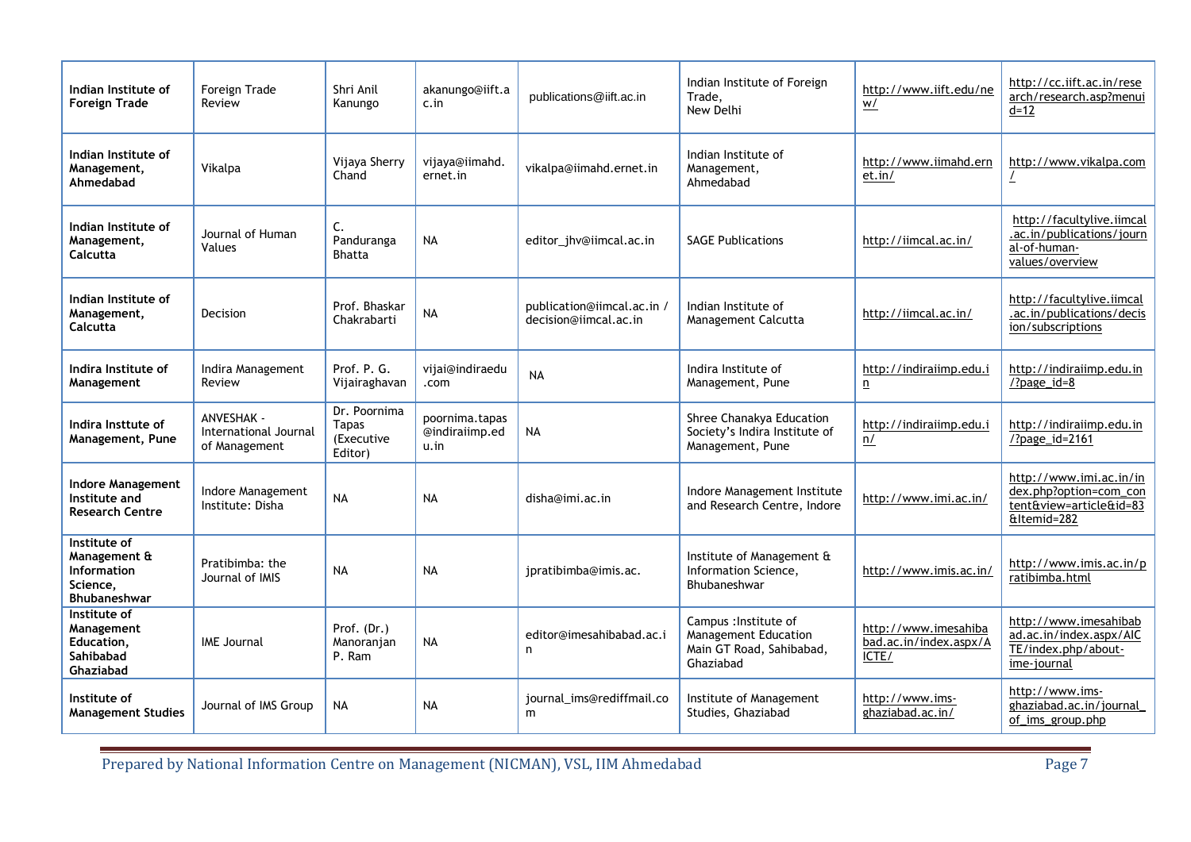| | | | | | | | |
|---|---|---|---|---|---|---|---|
| **Indian Institute of Foreign Trade** | Foreign Trade Review | Shri Anil Kanungo | akanungo@iift.ac.in | publications@iift.ac.in | Indian Institute of Foreign Trade, New Delhi | http://www.iift.edu/new/ | http://cc.iift.ac.in/research/research.asp?menuid=12 |
| **Indian Institute of Management, Ahmedabad** | Vikalpa | Vijaya Sherry Chand | vijaya@iimahd.ernet.in | vikalpa@iimahd.ernet.in | Indian Institute of Management, Ahmedabad | http://www.iimahd.ernet.in/ | http://www.vikalpa.com/ |
| **Indian Institute of Management, Calcutta** | Journal of Human Values | C. Panduranga Bhatta | NA | editor_jhv@iimcal.ac.in | SAGE Publications | http://iimcal.ac.in/ | http://facultylive.iimcal.ac.in/publications/journal-of-human-values/overview |
| **Indian Institute of Management, Calcutta** | Decision | Prof. Bhaskar Chakrabarti | NA | publication@iimcal.ac.in / decision@iimcal.ac.in | Indian Institute of Management Calcutta | http://iimcal.ac.in/ | http://facultylive.iimcal.ac.in/publications/decision/subscriptions |
| **Indira Institute of Management** | Indira Management Review | Prof. P. G. Vijairaghavan | vijai@indiraedu.com | NA | Indira Institute of Management, Pune | http://indiraiimp.edu.in | http://indiraiimp.edu.in/?page_id=8 |
| **Indira Insttute of Management, Pune** | ANVESHAK - International Journal of Management | Dr. Poornima Tapas (Executive Editor) | poornima.tapas@indiraiimp.edu.in | NA | Shree Chanakya Education Society's Indira Institute of Management, Pune | http://indiraiimp.edu.in/ | http://indiraiimp.edu.in/?page_id=2161 |
| **Indore Management Institute and Research Centre** | Indore Management Institute: Disha | NA | NA | disha@imi.ac.in | Indore Management Institute and Research Centre, Indore | http://www.imi.ac.in/ | http://www.imi.ac.in/index.php?option=com_content&view=article&id=83&Itemid=282 |
| **Institute of Management & Information Science, Bhubaneshwar** | Pratibimba: the Journal of IMIS | NA | NA | jpratibimba@imis.ac. | Institute of Management & Information Science, Bhubaneshwar | http://www.imis.ac.in/ | http://www.imis.ac.in/pratibimba.html |
| **Institute of Management Education, Sahibabad Ghaziabad** | IME Journal | Prof. (Dr.) Manoranjan P. Ram | NA | editor@imesahibabad.ac.in | Campus :Institute of Management Education Main GT Road, Sahibabad, Ghaziabad | http://www.imesahibabad.ac.in/index.aspx/AICTE/ | http://www.imesahibabad.ac.in/index.aspx/AICTE/index.php/about-ime-journal |
| **Institute of Management Studies** | Journal of IMS Group | NA | NA | journal_ims@rediffmail.com | Institute of Management Studies, Ghaziabad | http://www.ims-ghaziabad.ac.in/ | http://www.ims-ghaziabad.ac.in/journal_of_ims_group.php |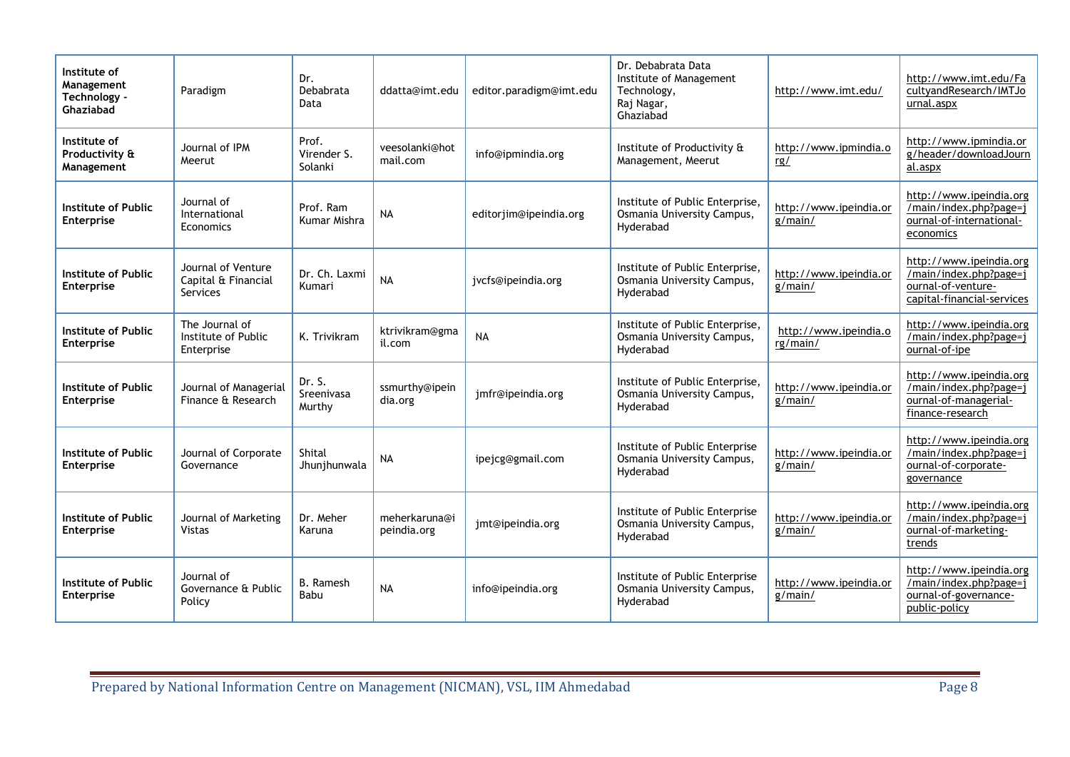| | | | | | | | |
|---|---|---|---|---|---|---|---|
| **Institute of Management Technology - Ghaziabad** | Paradigm | Dr. Debabrata Data | ddatta@imt.edu | editor.paradigm@imt.edu | Dr. Debabrata Data Institute of Management Technology, Raj Nagar, Ghaziabad | http://www.imt.edu/ | http://www.imt.edu/FacultyandResearch/IMTJournal.aspx |
| **Institute of Productivity & Management** | Journal of IPM Meerut | Prof. Virender S. Solanki | veesolanki@hotmail.com | info@ipmindia.org | Institute of Productivity & Management, Meerut | http://www.ipmindia.org/ | http://www.ipmindia.org/header/downloadJournal.aspx |
| **Institute of Public Enterprise** | Journal of International Economics | Prof. Ram Kumar Mishra | NA | editorjim@ipeindia.org | Institute of Public Enterprise, Osmania University Campus, Hyderabad | http://www.ipeindia.org/main/ | http://www.ipeindia.org/main/index.php?page=journal-of-international-economics |
| **Institute of Public Enterprise** | Journal of Venture Capital & Financial Services | Dr. Ch. Laxmi Kumari | NA | jvcfs@ipeindia.org | Institute of Public Enterprise, Osmania University Campus, Hyderabad | http://www.ipeindia.org/main/ | http://www.ipeindia.org/main/index.php?page=journal-of-venture-capital-financial-services |
| **Institute of Public Enterprise** | The Journal of Institute of Public Enterprise | K. Trivikram | ktrivikram@gmail.com | NA | Institute of Public Enterprise, Osmania University Campus, Hyderabad | http://www.ipeindia.org/main/ | http://www.ipeindia.org/main/index.php?page=journal-of-ipe |
| **Institute of Public Enterprise** | Journal of Managerial Finance & Research | Dr. S. Sreenivasa Murthy | ssmurthy@ipeindia.org | jmfr@ipeindia.org | Institute of Public Enterprise, Osmania University Campus, Hyderabad | http://www.ipeindia.org/main/ | http://www.ipeindia.org/main/index.php?page=journal-of-managerial-finance-research |
| **Institute of Public Enterprise** | Journal of Corporate Governance | Shital Jhunjhunwala | NA | ipejcg@gmail.com | Institute of Public Enterprise Osmania University Campus, Hyderabad | http://www.ipeindia.org/main/ | http://www.ipeindia.org/main/index.php?page=journal-of-corporate-governance |
| **Institute of Public Enterprise** | Journal of Marketing Vistas | Dr. Meher Karuna | meherkaruna@ipeindia.org | jmt@ipeindia.org | Institute of Public Enterprise Osmania University Campus, Hyderabad | http://www.ipeindia.org/main/ | http://www.ipeindia.org/main/index.php?page=journal-of-marketing-trends |
| **Institute of Public Enterprise** | Journal of Governance & Public Policy | B. Ramesh Babu | NA | info@ipeindia.org | Institute of Public Enterprise Osmania University Campus, Hyderabad | http://www.ipeindia.org/main/ | http://www.ipeindia.org/main/index.php?page=journal-of-governance-public-policy |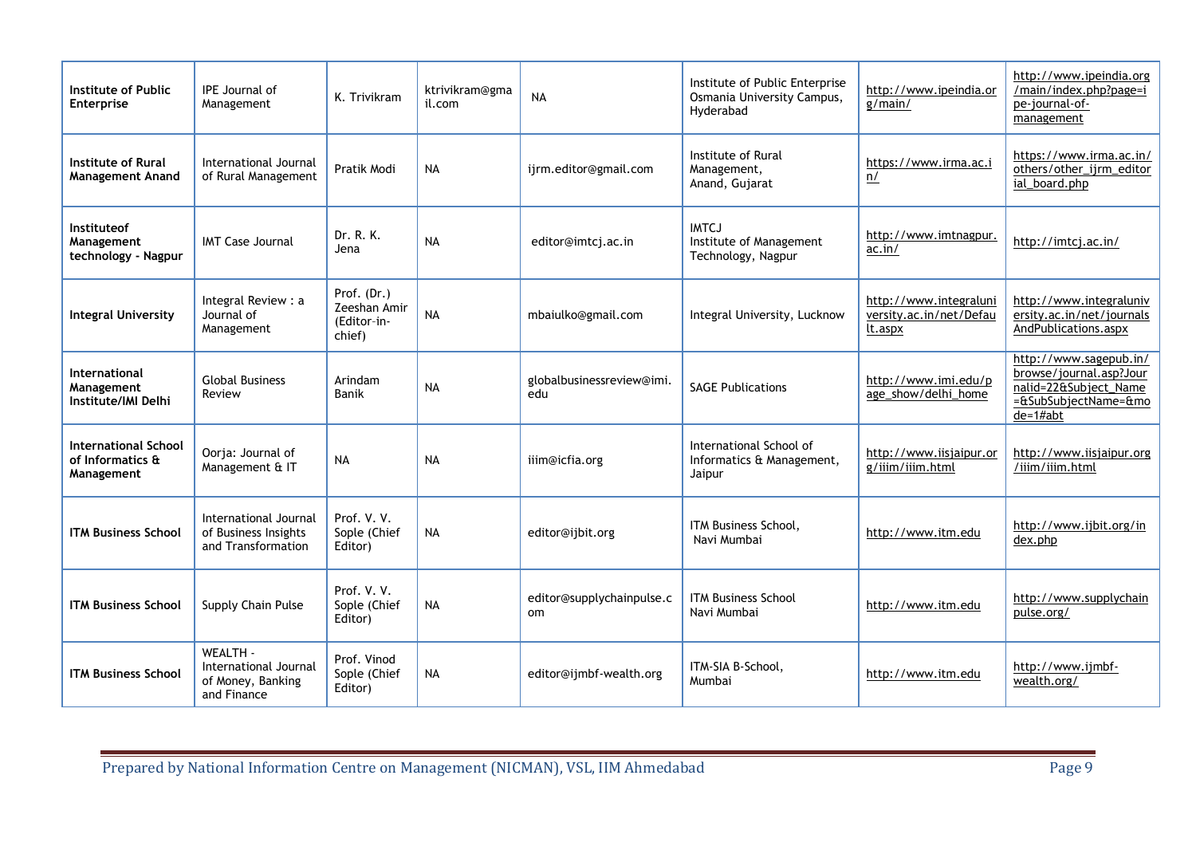| Institute of Public Enterprise | IPE Journal of Management | K. Trivikram | ktrivikram@gmail.com | NA | Institute of Public Enterprise Osmania University Campus, Hyderabad | http://www.ipeindia.org/main/ | http://www.ipeindia.org/main/index.php?page=ipe-journal-of-management |
|---|---|---|---|---|---|---|---|
| **Institute of Rural Management Anand** | International Journal of Rural Management | Pratik Modi | NA | ijrm.editor@gmail.com | Institute of Rural Management, Anand, Gujarat | https://www.irma.ac.in/ | https://www.irma.ac.in/others/other_ijrm_editorial_board.php |
| **Instituteof Management technology - Nagpur** | IMT Case Journal | Dr. R. K. Jena | NA | editor@imtcj.ac.in | IMTCJ Institute of Management Technology, Nagpur | http://www.imtnagpur.ac.in/ | http://imtcj.ac.in/ |
| **Integral University** | Integral Review : a Journal of Management | Prof. (Dr.) Zeeshan Amir (Editor-in-chief) | NA | mbaiulko@gmail.com | Integral University, Lucknow | http://www.integraluniversity.ac.in/net/Default.aspx | http://www.integraluniversity.ac.in/net/journalsAndPublications.aspx |
| **International Management Institute/IMI Delhi** | Global Business Review | Arindam Banik | NA | globalbusinessreview@imi.edu | SAGE Publications | http://www.imi.edu/page_show/delhi_home | http://www.sagepub.in/browse/journal.asp?Journalid=22&Subject_Name=&SubSubjectName=&mode=1#abt |
| **International School of Informatics & Management** | Oorja: Journal of Management & IT | NA | NA | iiim@icfia.org | International School of Informatics & Management, Jaipur | http://www.iisjaipur.org/iiim/iiim.html | http://www.iisjaipur.org/iiim/iiim.html |
| **ITM Business School** | International Journal of Business Insights and Transformation | Prof. V. V. Sople (Chief Editor) | NA | editor@ijbit.org | ITM Business School, Navi Mumbai | http://www.itm.edu | http://www.ijbit.org/index.php |
| **ITM Business School** | Supply Chain Pulse | Prof. V. V. Sople (Chief Editor) | NA | editor@supplychainpulse.com | ITM Business School Navi Mumbai | http://www.itm.edu | http://www.supplychainpulse.org/ |
| **ITM Business School** | WEALTH - International Journal of Money, Banking and Finance | Prof. Vinod Sople (Chief Editor) | NA | editor@ijmbf-wealth.org | ITM-SIA B-School, Mumbai | http://www.itm.edu | http://www.ijmbf-wealth.org/ |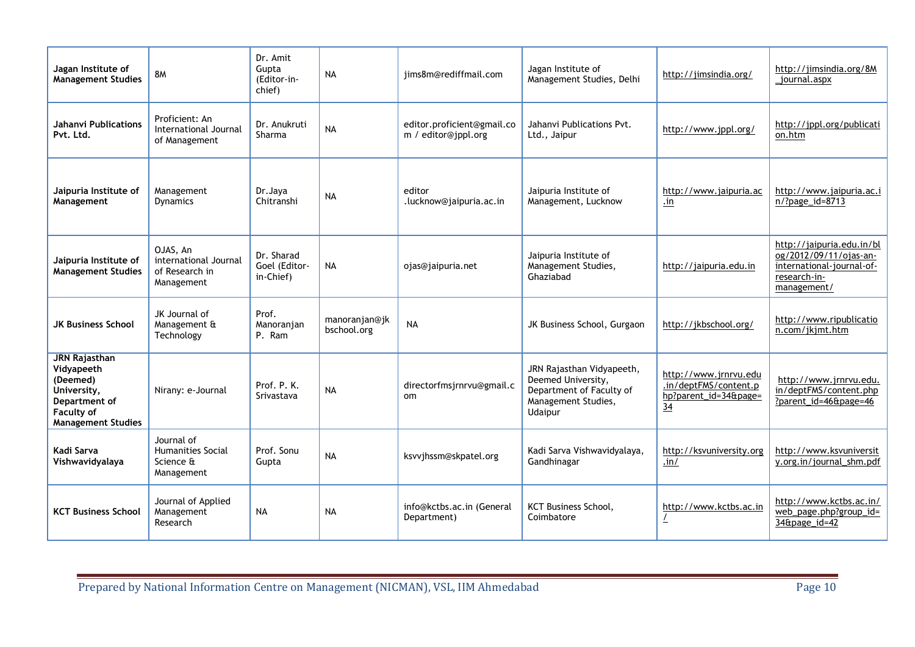| | | | | | | | |
|---|---|---|---|---|---|---|---|
| **Jagan Institute of Management Studies** | 8M | Dr. Amit Gupta (Editor-in-chief) | NA | jims8m@rediffmail.com | Jagan Institute of Management Studies, Delhi | http://jimsindia.org/ | http://jimsindia.org/8M_journal.aspx |
| **Jahanvi Publications Pvt. Ltd.** | Proficient: An International Journal of Management | Dr. Anukruti Sharma | NA | editor.proficient@gmail.com / editor@jppl.org | Jahanvi Publications Pvt. Ltd., Jaipur | http://www.jppl.org/ | http://jppl.org/publication.htm |
| **Jaipuria Institute of Management** | Management Dynamics | Dr.Jaya Chitranshi | NA | editor .lucknow@jaipuria.ac.in | Jaipuria Institute of Management, Lucknow | http://www.jaipuria.ac.in | http://www.jaipuria.ac.in/?page_id=8713 |
| **Jaipuria Institute of Management Studies** | OJAS, An international Journal of Research in Management | Dr. Sharad Goel (Editor-in-Chief) | NA | ojas@jaipuria.net | Jaipuria Institute of Management Studies, Ghaziabad | http://jaipuria.edu.in | http://jaipuria.edu.in/blog/2012/09/11/ojas-an-international-journal-of-research-in-management/ |
| **JK Business School** | JK Journal of Management & Technology | Prof. Manoranjan P. Ram | manoranjan@jkbschool.org | NA | JK Business School, Gurgaon | http://jkbschool.org/ | http://www.ripublication.com/jkjmt.htm |
| **JRN Rajasthan Vidyapeeth (Deemed) University, Department of Faculty of Management Studies** | Nirany: e-Journal | Prof. P. K. Srivastava | NA | directorfmsjrnrvu@gmail.com | JRN Rajasthan Vidyapeeth, Deemed University, Department of Faculty of Management Studies, Udaipur | http://www.jrnrvu.edu.in/deptFMS/content.php?parent_id=34&page=34 | http://www.jrnrvu.edu.in/deptFMS/content.php?parent_id=46&page=46 |
| **Kadi Sarva Vishwavidyalaya** | Journal of Humanities Social Science & Management | Prof. Sonu Gupta | NA | ksvvjhssm@skpatel.org | Kadi Sarva Vishwavidyalaya, Gandhinagar | http://ksvuniversity.org.in/ | http://www.ksvuniversity.org.in/journal_shm.pdf |
| **KCT Business School** | Journal of Applied Management Research | NA | NA | info@kctbs.ac.in (General Department) | KCT Business School, Coimbatore | http://www.kctbs.ac.in/ | http://www.kctbs.ac.in/web_page.php?group_id=34&page_id=42 |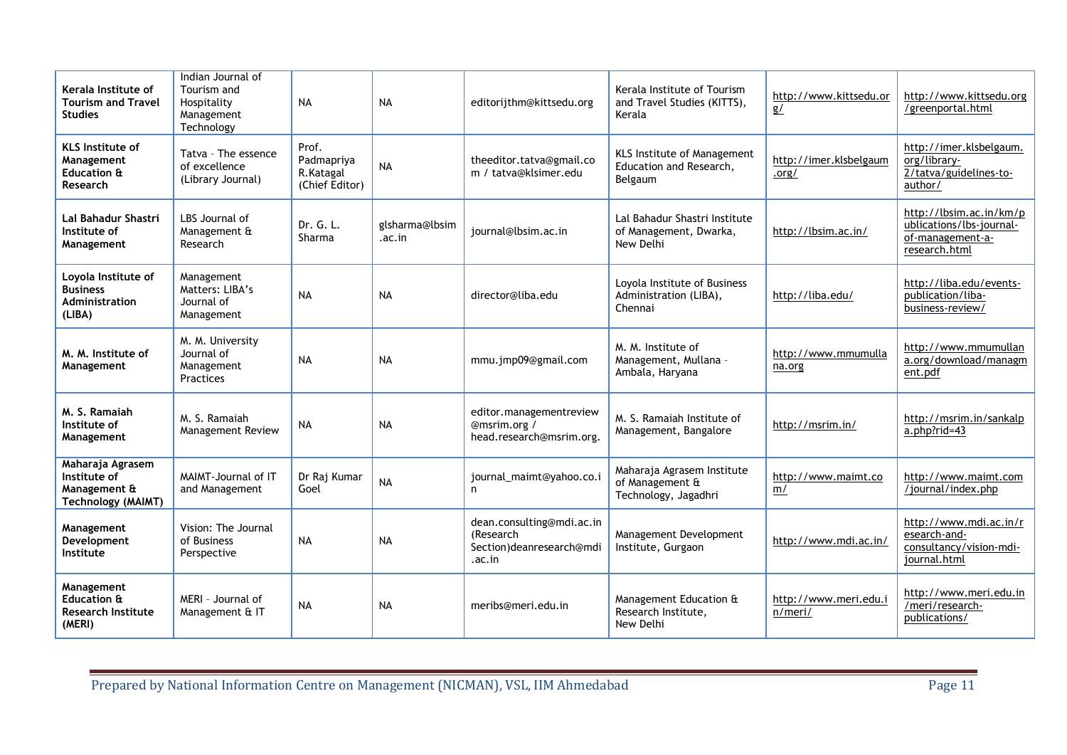| | | | | | | | |
|---|---|---|---|---|---|---|---|
| **Kerala Institute of Tourism and Travel Studies** | Indian Journal of Tourism and Hospitality Management Technology | NA | NA | editorijthm@kittsedu.org | Kerala Institute of Tourism and Travel Studies (KITTS), Kerala | http://www.kittsedu.org/ | http://www.kittsedu.org/greenportal.html |
| **KLS Institute of Management Education & Research** | Tatva - The essence of excellence (Library Journal) | Prof. Padmapriya R.Katagal (Chief Editor) | NA | theeditor.tatva@gmail.com / tatva@klsimer.edu | KLS Institute of Management Education and Research, Belgaum | http://imer.klsbelgaum.org/ | http://imer.klsbelgaum.org/library-2/tatva/guidelines-to-author/ |
| **Lal Bahadur Shastri Institute of Management** | LBS Journal of Management & Research | Dr. G. L. Sharma | glsharma@lbsim.ac.in | journal@lbsim.ac.in | Lal Bahadur Shastri Institute of Management, Dwarka, New Delhi | http://lbsim.ac.in/ | http://lbsim.ac.in/km/publications/lbs-journal-of-management-a-research.html |
| **Loyola Institute of Business Administration (LIBA)** | Management Matters: LIBA's Journal of Management | NA | NA | director@liba.edu | Loyola Institute of Business Administration (LIBA), Chennai | http://liba.edu/ | http://liba.edu/events-publication/liba-business-review/ |
| **M. M. Institute of Management** | M. M. University Journal of Management Practices | NA | NA | mmu.jmp09@gmail.com | M. M. Institute of Management, Mullana - Ambala, Haryana | http://www.mmumullana.org | http://www.mmumullana.org/download/management.pdf |
| **M. S. Ramaiah Institute of Management** | M. S. Ramaiah Management Review | NA | NA | editor.managementreview@msrim.org / head.research@msrim.org. | M. S. Ramaiah Institute of Management, Bangalore | http://msrim.in/ | http://msrim.in/sankalpa.php?rid=43 |
| **Maharaja Agrasem Institute of Management & Technology (MAIMT)** | MAIMT-Journal of IT and Management | Dr Raj Kumar Goel | NA | journal_maimt@yahoo.co.in | Maharaja Agrasem Institute of Management & Technology, Jagadhri | http://www.maimt.com/ | http://www.maimt.com/journal/index.php |
| **Management Development Institute** | Vision: The Journal of Business Perspective | NA | NA | dean.consulting@mdi.ac.in (Research Section)deanresearch@mdi.ac.in | Management Development Institute, Gurgaon | http://www.mdi.ac.in/ | http://www.mdi.ac.in/research-and-consultancy/vision-mdi-journal.html |
| **Management Education & Research Institute (MERI)** | MERI - Journal of Management & IT | NA | NA | meribs@meri.edu.in | Management Education & Research Institute, New Delhi | http://www.meri.edu.in/meri/ | http://www.meri.edu.in/meri/research-publications/ |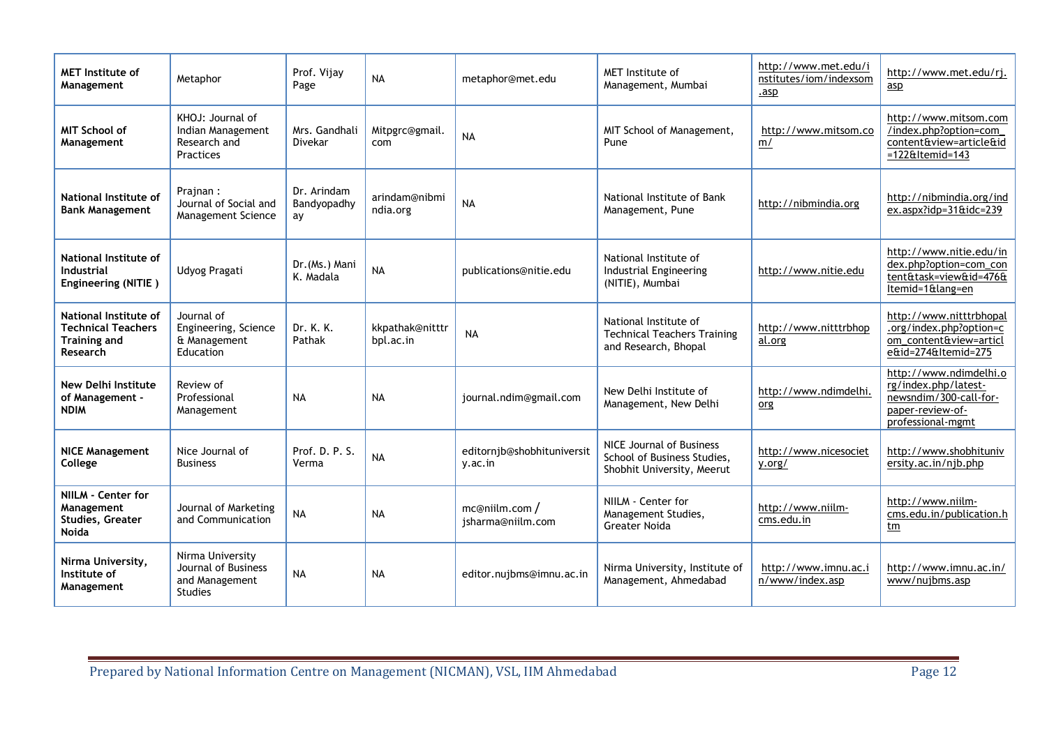| **MET Institute of Management** | Metaphor | Prof. Vijay Page | NA | metaphor@met.edu | MET Institute of Management, Mumbai | http://www.met.edu/institutes/iom/indexsom.asp | http://www.met.edu/rj.asp |
|---|---|---|---|---|---|---|---|
| **MIT School of Management** | KHOJ: Journal of Indian Management Research and Practices | Mrs. Gandhali Divekar | Mitpgrc@gmail.com | NA | MIT School of Management, Pune | http://www.mitsom.com/ | http://www.mitsom.com/index.php?option=com_content&view=article&id=122&Itemid=143 |
| **National Institute of Bank Management** | Prajnan : Journal of Social and Management Science | Dr. Arindam Bandyopadhyay | arindam@nibmindia.org | NA | National Institute of Bank Management, Pune | http://nibmindia.org | http://nibmindia.org/index.aspx?idp=31&idc=239 |
| **National Institute of Industrial Engineering (NITIE )** | Udyog Pragati | Dr.(Ms.) Mani K. Madala | NA | publications@nitie.edu | National Institute of Industrial Engineering (NITIE), Mumbai | http://www.nitie.edu | http://www.nitie.edu/index.php?option=com_content&task=view&id=476&Itemid=1&lang=en |
| **National Institute of Technical Teachers Training and Research** | Journal of Engineering, Science & Management Education | Dr. K. K. Pathak | kkpathak@nitttrbpl.ac.in | NA | National Institute of Technical Teachers Training and Research, Bhopal | http://www.nitttrbhopal.org | http://www.nitttrbhopal.org/index.php?option=com_content&view=article&id=274&Itemid=275 |
| **New Delhi Institute of Management - NDIM** | Review of Professional Management | NA | NA | journal.ndim@gmail.com | New Delhi Institute of Management, New Delhi | http://www.ndimdelhi.org | http://www.ndimdelhi.org/index.php/latest-newsndim/300-call-for-paper-review-of-professional-mgmt |
| **NICE Management College** | Nice Journal of Business | Prof. D. P. S. Verma | NA | editornjb@shobhituniversity.ac.in | NICE Journal of Business School of Business Studies, Shobhit University, Meerut | http://www.nicesociety.org/ | http://www.shobhituniversity.ac.in/njb.php |
| **NIILM - Center for Management Studies, Greater Noida** | Journal of Marketing and Communication | NA | NA | mc@niilm.com / jsharma@niilm.com | NIILM - Center for Management Studies, Greater Noida | http://www.niilm-cms.edu.in | http://www.niilm-cms.edu.in/publication.htm |
| **Nirma University, Institute of Management** | Nirma University Journal of Business and Management Studies | NA | NA | editor.nujbms@imnu.ac.in | Nirma University, Institute of Management, Ahmedabad | http://www.imnu.ac.in/www/index.asp | http://www.imnu.ac.in/www/nujbms.asp |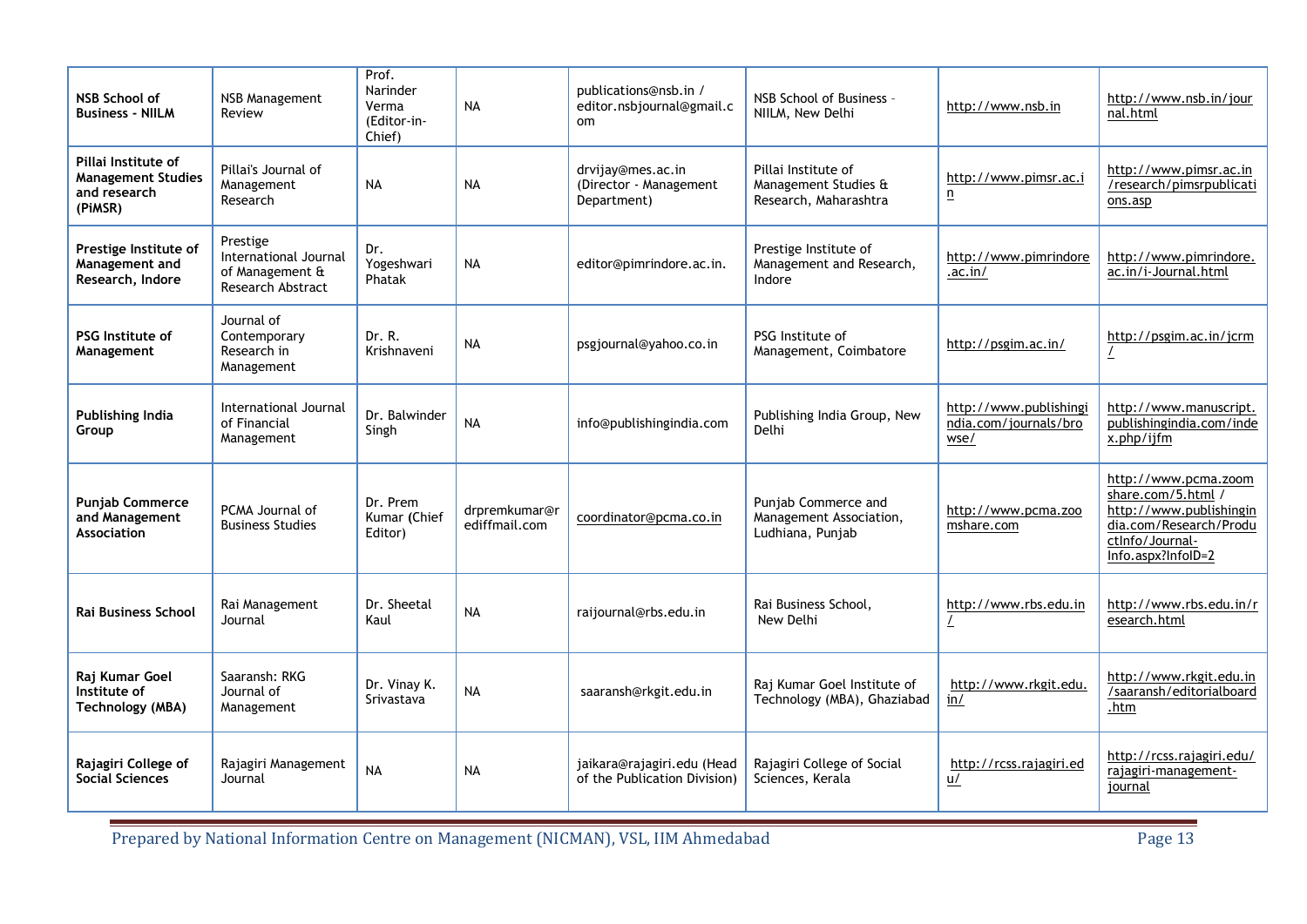| **NSB School of Business - NIILM** | NSB Management Review | Prof. Narinder Verma (Editor-in-Chief) | NA | publications@nsb.in / editor.nsbjournal@gmail.com | NSB School of Business – NIILM, New Delhi | http://www.nsb.in | http://www.nsb.in/journal.html |
|---|---|---|---|---|---|---|---|
| **Pillai Institute of Management Studies and research (PiMSR)** | Pillai's Journal of Management Research | NA | NA | drvijay@mes.ac.in (Director - Management Department) | Pillai Institute of Management Studies & Research, Maharashtra | http://www.pimsr.ac.in | http://www.pimsr.ac.in/research/pimsrpublications.asp |
| **Prestige Institute of Management and Research, Indore** | Prestige International Journal of Management & Research Abstract | Dr. Yogeshwari Phatak | NA | editor@pimrindore.ac.in. | Prestige Institute of Management and Research, Indore | http://www.pimrindore.ac.in/ | http://www.pimrindore.ac.in/i-Journal.html |
| **PSG Institute of Management** | Journal of Contemporary Research in Management | Dr. R. Krishnaveni | NA | psgjournal@yahoo.co.in | PSG Institute of Management, Coimbatore | http://psgim.ac.in/ | http://psgim.ac.in/jcrm/ |
| **Publishing India Group** | International Journal of Financial Management | Dr. Balwinder Singh | NA | info@publishingindia.com | Publishing India Group, New Delhi | http://www.publishingindia.com/journals/browse/ | http://www.manuscript.publishingindia.com/index.php/ijfm |
| **Punjab Commerce and Management Association** | PCMA Journal of Business Studies | Dr. Prem Kumar (Chief Editor) | drpremkumar@rediffmail.com | coordinator@pcma.co.in | Punjab Commerce and Management Association, Ludhiana, Punjab | http://www.pcma.zoomshare.com | http://www.pcma.zoomshare.com/5.html / http://www.publishingindia.com/Research/ProductInfo/Journal-Info.aspx?InfoID=2 |
| **Rai Business School** | Rai Management Journal | Dr. Sheetal Kaul | NA | raijournal@rbs.edu.in | Rai Business School, New Delhi | http://www.rbs.edu.in/ | http://www.rbs.edu.in/research.html |
| **Raj Kumar Goel Institute of Technology (MBA)** | Saaransh: RKG Journal of Management | Dr. Vinay K. Srivastava | NA | saaransh@rkgit.edu.in | Raj Kumar Goel Institute of Technology (MBA), Ghaziabad | http://www.rkgit.edu.in/ | http://www.rkgit.edu.in/saaransh/editorialboard.htm |
| **Rajagiri College of Social Sciences** | Rajagiri Management Journal | NA | NA | jaikara@rajagiri.edu (Head of the Publication Division) | Rajagiri College of Social Sciences, Kerala | http://rcss.rajagiri.edu/ | http://rcss.rajagiri.edu/rajagiri-management-journal |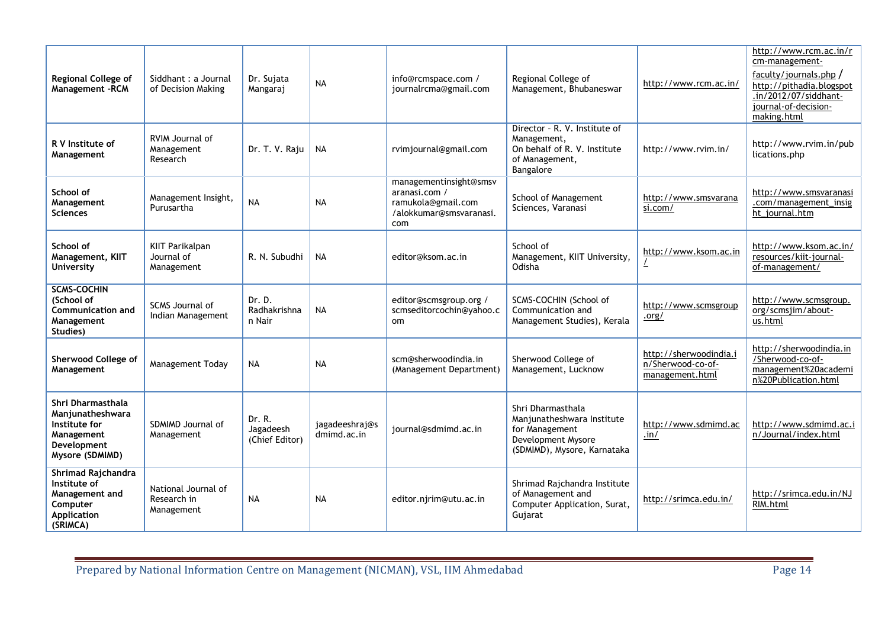| **Regional College of Management -RCM** | Siddhant : a Journal of Decision Making | Dr. Sujata Mangaraj | NA | info@rcmspace.com / journalrcma@gmail.com | Regional College of Management, Bhubaneswar | http://www.rcm.ac.in/ | http://www.rcm.ac.in/rcm-management-faculty/journals.php / http://pithadia.blogspot.in/2012/07/siddhant-journal-of-decision-making.html |
|---|---|---|---|---|---|---|---|
| **R V Institute of Management** | RVIM Journal of Management Research | Dr. T. V. Raju | NA | rvimjournal@gmail.com | Director – R. V. Institute of Management, On behalf of R. V. Institute of Management, Bangalore | http://www.rvim.in/ | http://www.rvim.in/publications.php |
| **School of Management Sciences** | Management Insight, Purusartha | NA | NA | managementinsight@smsvaranasi.com / ramukola@gmail.com /alokkumar@smsvaranasi.com | School of Management Sciences, Varanasi | http://www.smsvaranasi.com/ | http://www.smsvaranasi.com/management_insight_journal.htm |
| **School of Management, KIIT University** | KIIT Parikalpan Journal of Management | R. N. Subudhi | NA | editor@ksom.ac.in | School of Management, KIIT University, Odisha | http://www.ksom.ac.in/ | http://www.ksom.ac.in/resources/kiit-journal-of-management/ |
| **SCMS-COCHIN (School of Communication and Management Studies)** | SCMS Journal of Indian Management | Dr. D. Radhakrishnan Nair | NA | editor@scmsgroup.org / scmseditorcochin@yahoo.com | SCMS-COCHIN (School of Communication and Management Studies), Kerala | http://www.scmsgroup.org/ | http://www.scmsgroup.org/scmsjim/about-us.html |
| **Sherwood College of Management** | Management Today | NA | NA | scm@sherwoodindia.in (Management Department) | Sherwood College of Management, Lucknow | http://sherwoodindia.in/Sherwood-co-of-management.html | http://sherwoodindia.in/Sherwood-co-of-management%20academin%20Publication.html |
| **Shri Dharmasthala Manjunatheshwara Institute for Management Development Mysore (SDMIMD)** | SDMIMD Journal of Management | Dr. R. Jagadeesh (Chief Editor) | jagadeeshraj@sdmimd.ac.in | journal@sdmimd.ac.in | Shri Dharmasthala Manjunatheshwara Institute for Management Development Mysore (SDMIMD), Mysore, Karnataka | http://www.sdmimd.ac.in/ | http://www.sdmimd.ac.in/Journal/index.html |
| **Shrimad Rajchandra Institute of Management and Computer Application (SRIMCA)** | National Journal of Research in Management | NA | NA | editor.njrim@utu.ac.in | Shrimad Rajchandra Institute of Management and Computer Application, Surat, Gujarat | http://srimca.edu.in/ | http://srimca.edu.in/NJRIM.html |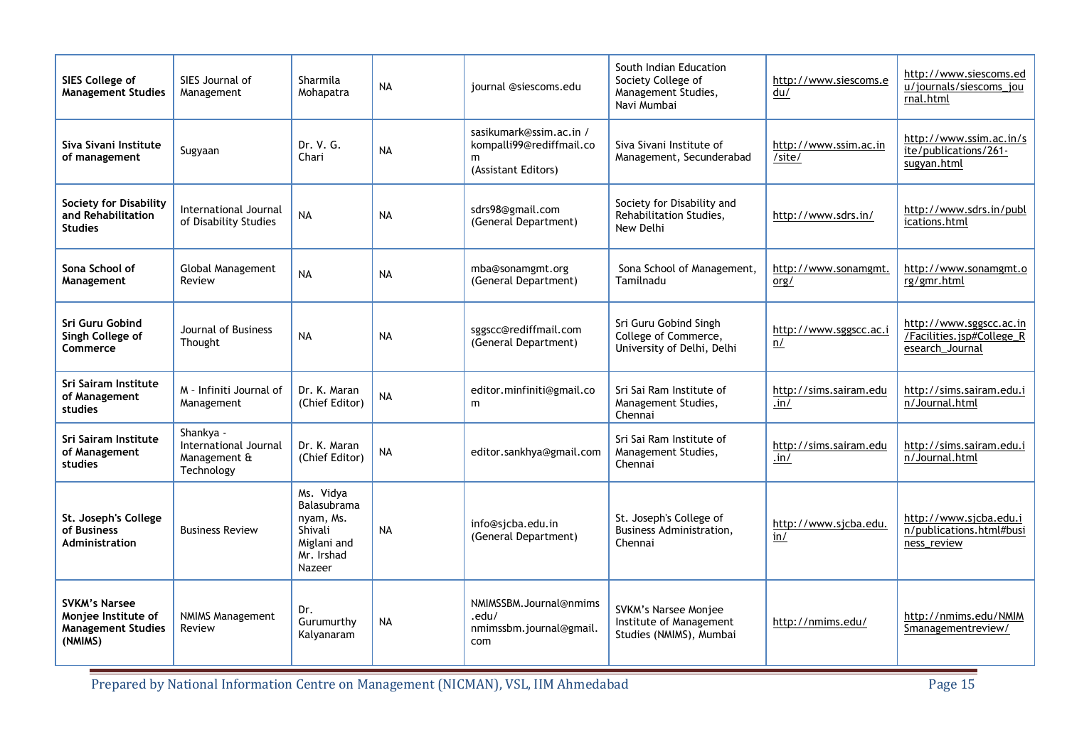| | | | | | | | |
|---|---|---|---|---|---|---|---|
| **SIES College of Management Studies** | SIES Journal of Management | Sharmila Mohapatra | NA | journal @siescoms.edu | South Indian Education Society College of Management Studies, Navi Mumbai | http://www.siescoms.edu/ | http://www.siescoms.edu/journals/siescoms_journal.html |
| **Siva Sivani Institute of management** | Sugyaan | Dr. V. G. Chari | NA | sasikumark@ssim.ac.in / kompalli99@rediffmail.com (Assistant Editors) | Siva Sivani Institute of Management, Secunderabad | http://www.ssim.ac.in/site/ | http://www.ssim.ac.in/site/publications/261-sugyan.html |
| **Society for Disability and Rehabilitation Studies** | International Journal of Disability Studies | NA | NA | sdrs98@gmail.com (General Department) | Society for Disability and Rehabilitation Studies, New Delhi | http://www.sdrs.in/ | http://www.sdrs.in/publications.html |
| **Sona School of Management** | Global Management Review | NA | NA | mba@sonamgmt.org (General Department) | Sona School of Management, Tamilnadu | http://www.sonamgmt.org/ | http://www.sonamgmt.org/gmr.html |
| **Sri Guru Gobind Singh College of Commerce** | Journal of Business Thought | NA | NA | sggscc@rediffmail.com (General Department) | Sri Guru Gobind Singh College of Commerce, University of Delhi, Delhi | http://www.sggscc.ac.in/ | http://www.sggscc.ac.in/Facilities.jsp#College_Research_Journal |
| **Sri Sairam Institute of Management studies** | M – Infiniti Journal of Management | Dr. K. Maran (Chief Editor) | NA | editor.minfiniti@gmail.com | Sri Sai Ram Institute of Management Studies, Chennai | http://sims.sairam.edu.in/ | http://sims.sairam.edu.in/Journal.html |
| **Sri Sairam Institute of Management studies** | Shankya - International Journal Management & Technology | Dr. K. Maran (Chief Editor) | NA | editor.sankhya@gmail.com | Sri Sai Ram Institute of Management Studies, Chennai | http://sims.sairam.edu.in/ | http://sims.sairam.edu.in/Journal.html |
| **St. Joseph's College of Business Administration** | Business Review | Ms. Vidya Balasubramanyam, Ms. Shivali Miglani and Mr. Irshad Nazeer | NA | info@sjcba.edu.in (General Department) | St. Joseph's College of Business Administration, Chennai | http://www.sjcba.edu.in/ | http://www.sjcba.edu.in/publications.html#business_review |
| **SVKM's Narsee Monjee Institute of Management Studies (NMIMS)** | NMIMS Management Review | Dr. Gurumurthy Kalyanaram | NA | NMIMSSBM.Journal@nmims.edu/ nmimssbm.journal@gmail.com | SVKM's Narsee Monjee Institute of Management Studies (NMIMS), Mumbai | http://nmims.edu/ | http://nmims.edu/NMIMSmanagementreview/ |

Prepared by National Information Centre on Management (NICMAN), VSL, IIM Ahmedabad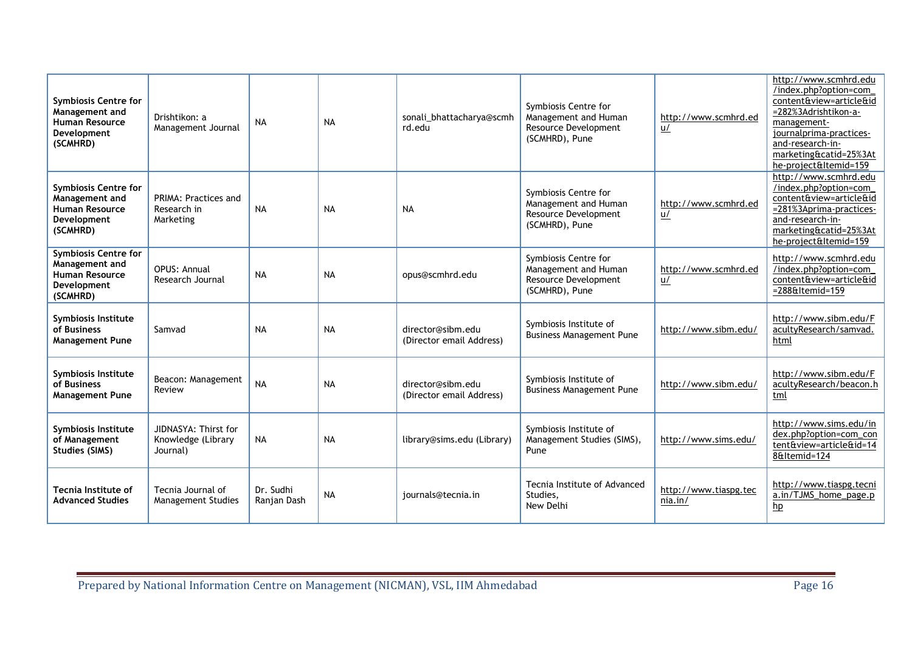| | | | | | | | |
|---|---|---|---|---|---|---|---|
| **Symbiosis Centre for Management and Human Resource Development (SCMHRD)** | Drishtikon: a Management Journal | NA | NA | sonali_bhattacharya@scmhrd.edu | Symbiosis Centre for Management and Human Resource Development (SCMHRD), Pune | http://www.scmhrd.edu/ | http://www.scmhrd.edu/index.php?option=com_content&view=article&id=282%3Adrishtikon-a-management-journalprima-practices-and-research-in-marketing&catid=25%3Athe-project&Itemid=159 |
| **Symbiosis Centre for Management and Human Resource Development (SCMHRD)** | PRIMA: Practices and Research in Marketing | NA | NA | NA | Symbiosis Centre for Management and Human Resource Development (SCMHRD), Pune | http://www.scmhrd.edu/ | http://www.scmhrd.edu/index.php?option=com_content&view=article&id=281%3Aprima-practices-and-research-in-marketing&catid=25%3Athe-project&Itemid=159 |
| **Symbiosis Centre for Management and Human Resource Development (SCMHRD)** | OPUS: Annual Research Journal | NA | NA | opus@scmhrd.edu | Symbiosis Centre for Management and Human Resource Development (SCMHRD), Pune | http://www.scmhrd.edu/ | http://www.scmhrd.edu/index.php?option=com_content&view=article&id=288&Itemid=159 |
| **Symbiosis Institute of Business Management Pune** | Samvad | NA | NA | director@sibm.edu (Director email Address) | Symbiosis Institute of Business Management Pune | http://www.sibm.edu/ | http://www.sibm.edu/FacultyResearch/samvad.html |
| **Symbiosis Institute of Business Management Pune** | Beacon: Management Review | NA | NA | director@sibm.edu (Director email Address) | Symbiosis Institute of Business Management Pune | http://www.sibm.edu/ | http://www.sibm.edu/FacultyResearch/beacon.html |
| **Symbiosis Institute of Management Studies (SIMS)** | JIDNASYA: Thirst for Knowledge (Library Journal) | NA | NA | library@sims.edu (Library) | Symbiosis Institute of Management Studies (SIMS), Pune | http://www.sims.edu/ | http://www.sims.edu/index.php?option=com_content&view=article&id=148&Itemid=124 |
| **Tecnia Institute of Advanced Studies** | Tecnia Journal of Management Studies | Dr. Sudhi Ranjan Dash | NA | journals@tecnia.in | Tecnia Institute of Advanced Studies, New Delhi | http://www.tiaspg.tecnia.in/ | http://www.tiaspg.tecnia.in/TJMS_home_page.php |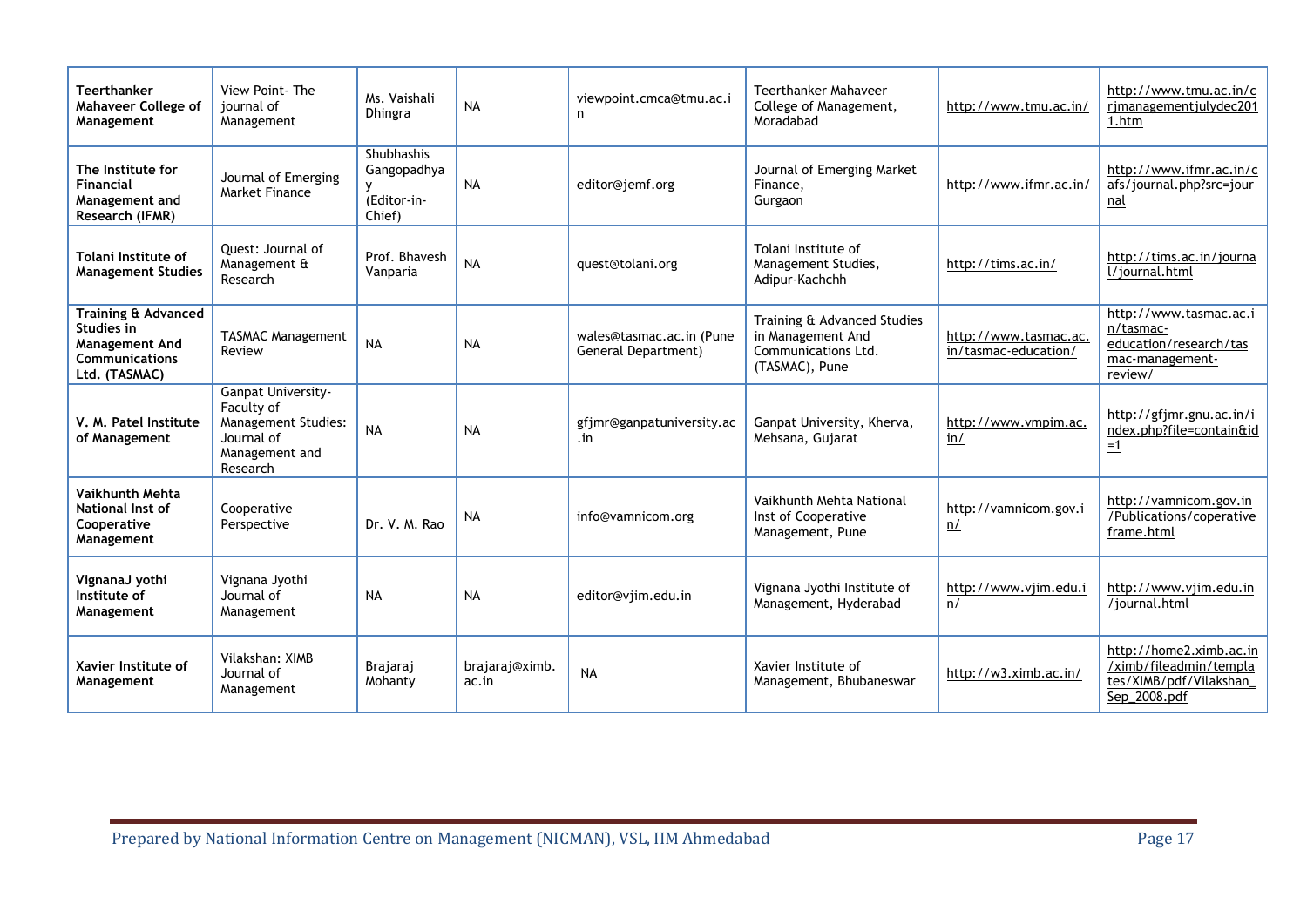| | | | | | | | |
|---|---|---|---|---|---|---|---|
| **Teerthanker Mahaveer College of Management** | View Point- The journal of Management | Ms. Vaishali Dhingra | NA | viewpoint.cmca@tmu.ac.in | Teerthanker Mahaveer College of Management, Moradabad | http://www.tmu.ac.in/ | http://www.tmu.ac.in/crjmanagementjulydec2011.htm |
| **The Institute for Financial Management and Research (IFMR)** | Journal of Emerging Market Finance | Shubhashis Gangopadhyay (Editor-in-Chief) | NA | editor@jemf.org | Journal of Emerging Market Finance, Gurgaon | http://www.ifmr.ac.in/ | http://www.ifmr.ac.in/cafs/journal.php?src=journal |
| **Tolani Institute of Management Studies** | Quest: Journal of Management & Research | Prof. Bhavesh Vanparia | NA | quest@tolani.org | Tolani Institute of Management Studies, Adipur-Kachchh | http://tims.ac.in/ | http://tims.ac.in/journal/journal.html |
| **Training & Advanced Studies in Management And Communications Ltd. (TASMAC)** | TASMAC Management Review | NA | NA | wales@tasmac.ac.in (Pune General Department) | Training & Advanced Studies in Management And Communications Ltd. (TASMAC), Pune | http://www.tasmac.ac.in/tasmac-education/ | http://www.tasmac.ac.in/tasmac-education/research/tasmac-management-review/ |
| **V. M. Patel Institute of Management** | Ganpat University-Faculty of Management Studies: Journal of Management and Research | NA | NA | gfjmr@ganpatuniversity.ac.in | Ganpat University, Kherva, Mehsana, Gujarat | http://www.vmpim.ac.in/ | http://gfjmr.gnu.ac.in/index.php?file=contain&id=1 |
| **Vaikhunth Mehta National Inst of Cooperative Management** | Cooperative Perspective | Dr. V. M. Rao | NA | info@vamnicom.org | Vaikhunth Mehta National Inst of Cooperative Management, Pune | http://vamnicom.gov.in/ | http://vamnicom.gov.in/Publications/coperativeframe.html |
| **VignanaJ yothi Institute of Management** | Vignana Jyothi Journal of Management | NA | NA | editor@vjim.edu.in | Vignana Jyothi Institute of Management, Hyderabad | http://www.vjim.edu.in/ | http://www.vjim.edu.in/journal.html |
| **Xavier Institute of Management** | Vilakshan: XIMB Journal of Management | Brajaraj Mohanty | brajaraj@ximb.ac.in | NA | Xavier Institute of Management, Bhubaneswar | http://w3.ximb.ac.in/ | http://home2.ximb.ac.in/ximb/fileadmin/templates/XIMB/pdf/Vilakshan_Sep_2008.pdf |